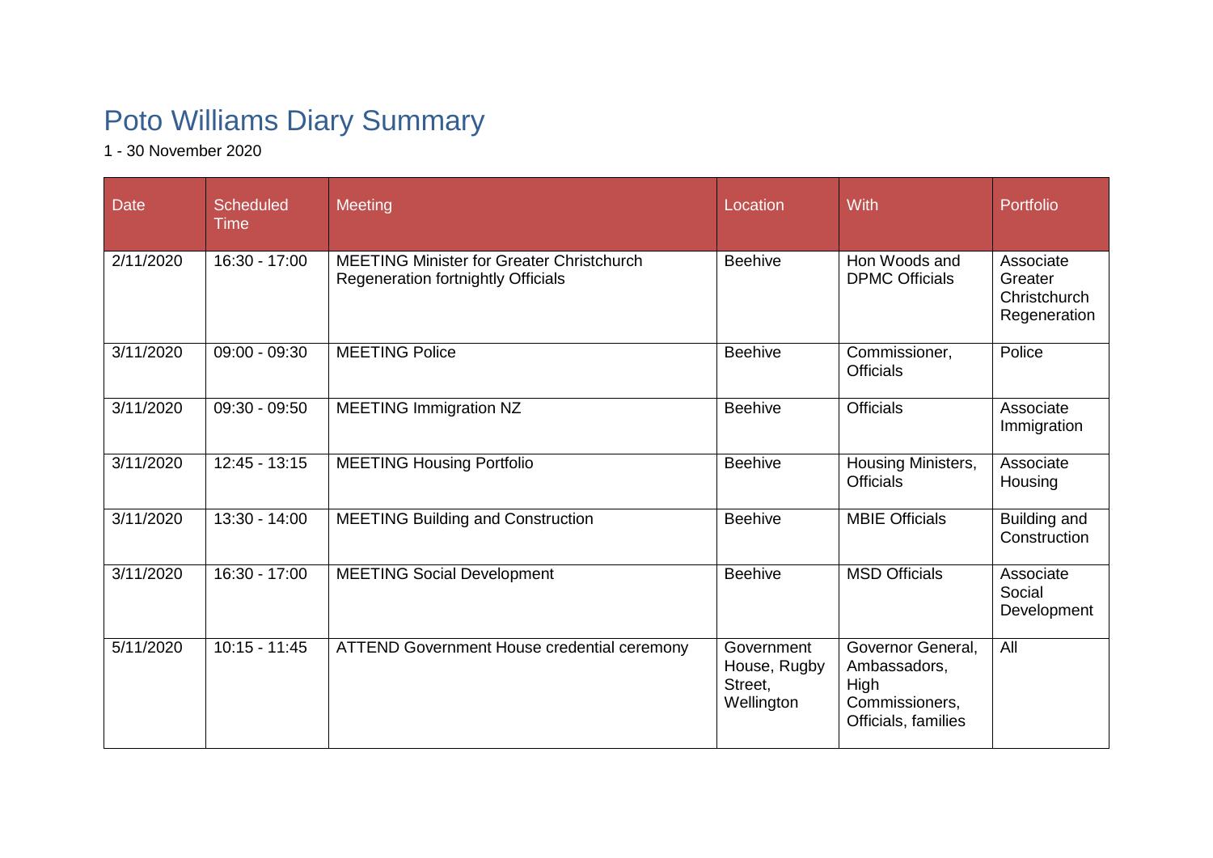# Poto Williams Diary Summary

1 - 30 November 2020

| Date | Scheduled Time | Meeting | Location | With | Portfolio |
| --- | --- | --- | --- | --- | --- |
| 2/11/2020 | 16:30 - 17:00 | MEETING Minister for Greater Christchurch Regeneration fortnightly Officials | Beehive | Hon Woods and DPMC Officials | Associate Greater Christchurch Regeneration |
| 3/11/2020 | 09:00 - 09:30 | MEETING Police | Beehive | Commissioner, Officials | Police |
| 3/11/2020 | 09:30 - 09:50 | MEETING Immigration NZ | Beehive | Officials | Associate Immigration |
| 3/11/2020 | 12:45 - 13:15 | MEETING Housing Portfolio | Beehive | Housing Ministers, Officials | Associate Housing |
| 3/11/2020 | 13:30 - 14:00 | MEETING Building and Construction | Beehive | MBIE Officials | Building and Construction |
| 3/11/2020 | 16:30 - 17:00 | MEETING Social Development | Beehive | MSD Officials | Associate Social Development |
| 5/11/2020 | 10:15 - 11:45 | ATTEND Government House credential ceremony | Government House, Rugby Street, Wellington | Governor General, Ambassadors, High Commissioners, Officials, families | All |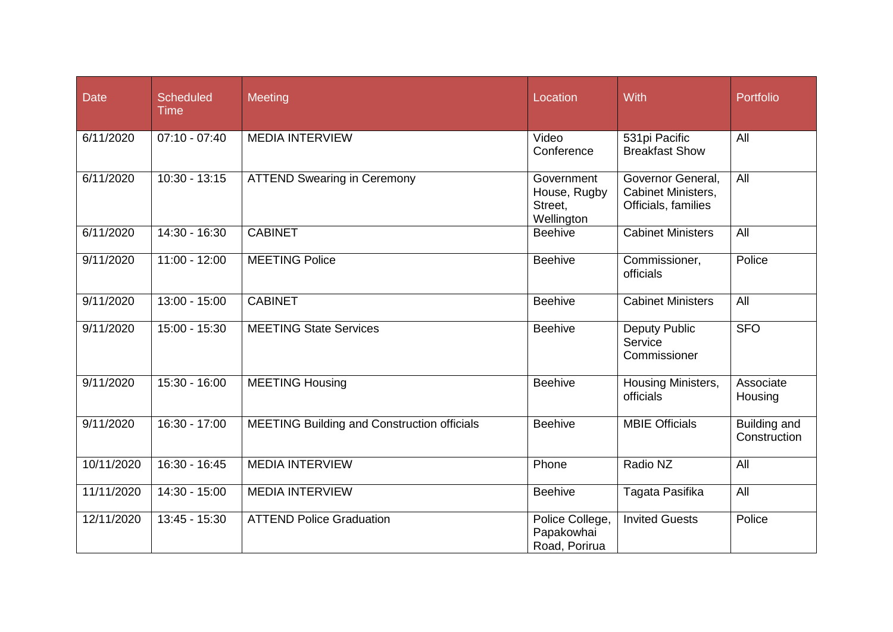| Date | Scheduled Time | Meeting | Location | With | Portfolio |
|---|---|---|---|---|---|
| 6/11/2020 | 07:10 - 07:40 | MEDIA INTERVIEW | Video Conference | 531pi Pacific Breakfast Show | All |
| 6/11/2020 | 10:30 - 13:15 | ATTEND Swearing in Ceremony | Government House, Rugby Street, Wellington | Governor General, Cabinet Ministers, Officials, families | All |
| 6/11/2020 | 14:30 - 16:30 | CABINET | Beehive | Cabinet Ministers | All |
| 9/11/2020 | 11:00 - 12:00 | MEETING Police | Beehive | Commissioner, officials | Police |
| 9/11/2020 | 13:00 - 15:00 | CABINET | Beehive | Cabinet Ministers | All |
| 9/11/2020 | 15:00 - 15:30 | MEETING State Services | Beehive | Deputy Public Service Commissioner | SFO |
| 9/11/2020 | 15:30 - 16:00 | MEETING Housing | Beehive | Housing Ministers, officials | Associate Housing |
| 9/11/2020 | 16:30 - 17:00 | MEETING Building and Construction officials | Beehive | MBIE Officials | Building and Construction |
| 10/11/2020 | 16:30 - 16:45 | MEDIA INTERVIEW | Phone | Radio NZ | All |
| 11/11/2020 | 14:30 - 15:00 | MEDIA INTERVIEW | Beehive | Tagata Pasifika | All |
| 12/11/2020 | 13:45 - 15:30 | ATTEND Police Graduation | Police College, Papakowhai Road, Porirua | Invited Guests | Police |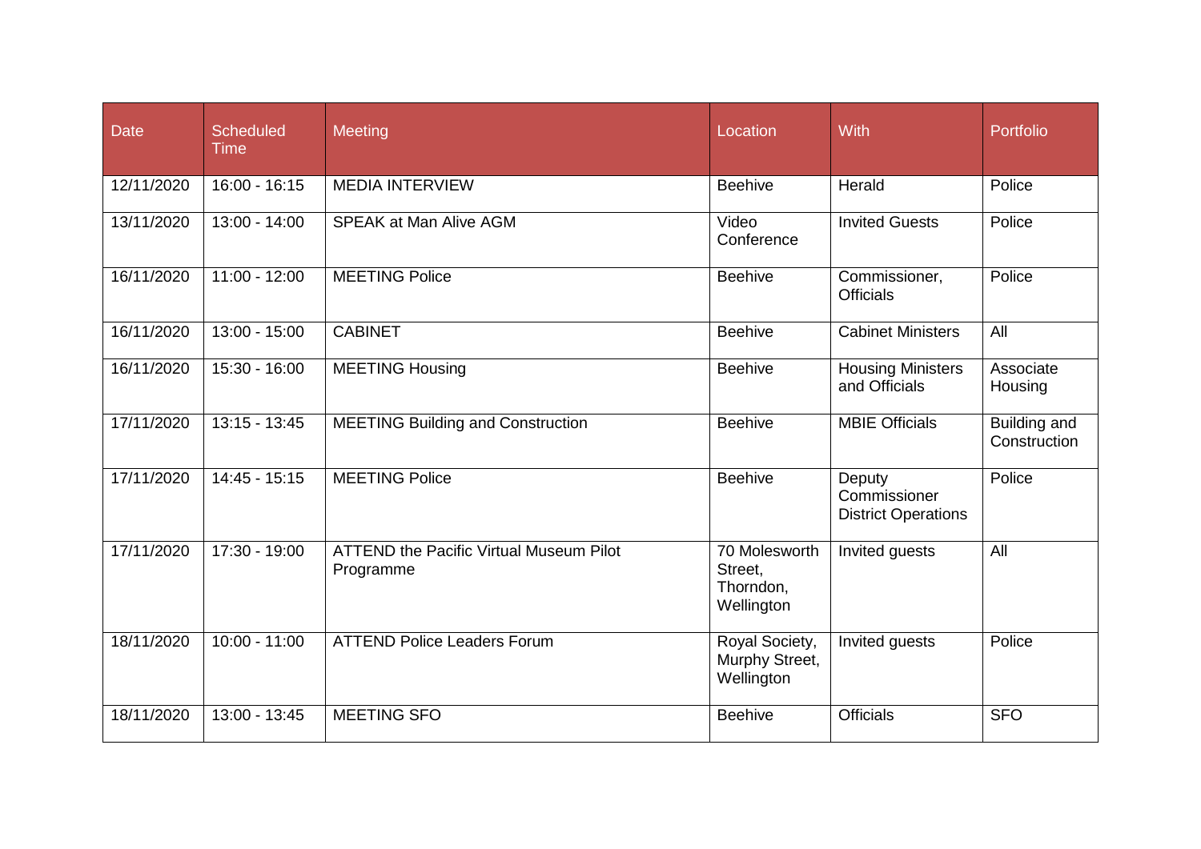| Date | Scheduled Time | Meeting | Location | With | Portfolio |
|---|---|---|---|---|---|
| 12/11/2020 | 16:00 - 16:15 | MEDIA INTERVIEW | Beehive | Herald | Police |
| 13/11/2020 | 13:00 - 14:00 | SPEAK at Man Alive AGM | Video Conference | Invited Guests | Police |
| 16/11/2020 | 11:00 - 12:00 | MEETING Police | Beehive | Commissioner, Officials | Police |
| 16/11/2020 | 13:00 - 15:00 | CABINET | Beehive | Cabinet Ministers | All |
| 16/11/2020 | 15:30 - 16:00 | MEETING Housing | Beehive | Housing Ministers and Officials | Associate Housing |
| 17/11/2020 | 13:15 - 13:45 | MEETING Building and Construction | Beehive | MBIE Officials | Building and Construction |
| 17/11/2020 | 14:45 - 15:15 | MEETING Police | Beehive | Deputy Commissioner District Operations | Police |
| 17/11/2020 | 17:30 - 19:00 | ATTEND the Pacific Virtual Museum Pilot Programme | 70 Molesworth Street, Thorndon, Wellington | Invited guests | All |
| 18/11/2020 | 10:00 - 11:00 | ATTEND Police Leaders Forum | Royal Society, Murphy Street, Wellington | Invited guests | Police |
| 18/11/2020 | 13:00 - 13:45 | MEETING SFO | Beehive | Officials | SFO |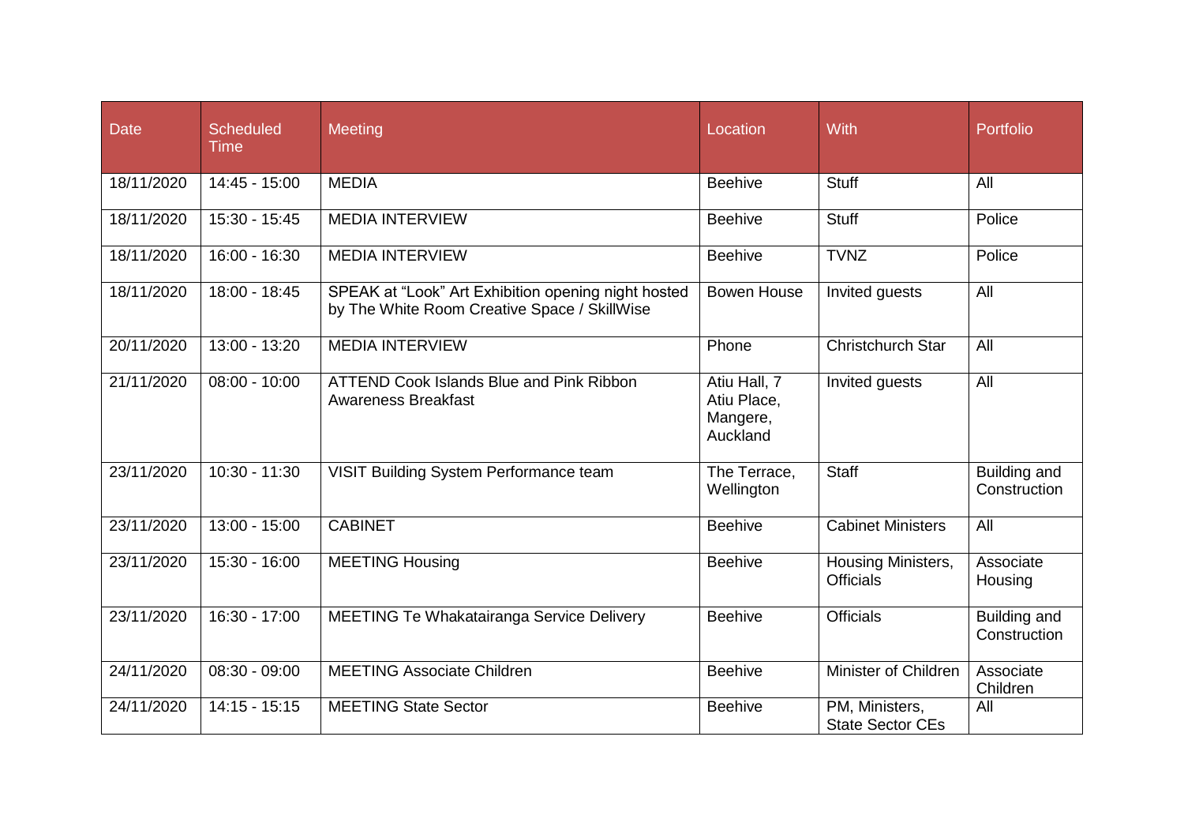| Date | Scheduled Time | Meeting | Location | With | Portfolio |
|---|---|---|---|---|---|
| 18/11/2020 | 14:45 - 15:00 | MEDIA | Beehive | Stuff | All |
| 18/11/2020 | 15:30 - 15:45 | MEDIA INTERVIEW | Beehive | Stuff | Police |
| 18/11/2020 | 16:00 - 16:30 | MEDIA INTERVIEW | Beehive | TVNZ | Police |
| 18/11/2020 | 18:00 - 18:45 | SPEAK at "Look" Art Exhibition opening night hosted by The White Room Creative Space / SkillWise | Bowen House | Invited guests | All |
| 20/11/2020 | 13:00 - 13:20 | MEDIA INTERVIEW | Phone | Christchurch Star | All |
| 21/11/2020 | 08:00 - 10:00 | ATTEND Cook Islands Blue and Pink Ribbon Awareness Breakfast | Atiu Hall, 7 Atiu Place, Mangere, Auckland | Invited guests | All |
| 23/11/2020 | 10:30 - 11:30 | VISIT Building System Performance team | The Terrace, Wellington | Staff | Building and Construction |
| 23/11/2020 | 13:00 - 15:00 | CABINET | Beehive | Cabinet Ministers | All |
| 23/11/2020 | 15:30 - 16:00 | MEETING Housing | Beehive | Housing Ministers, Officials | Associate Housing |
| 23/11/2020 | 16:30 - 17:00 | MEETING Te Whakatairanga Service Delivery | Beehive | Officials | Building and Construction |
| 24/11/2020 | 08:30 - 09:00 | MEETING Associate Children | Beehive | Minister of Children | Associate Children |
| 24/11/2020 | 14:15 - 15:15 | MEETING State Sector | Beehive | PM, Ministers, State Sector CEs | All |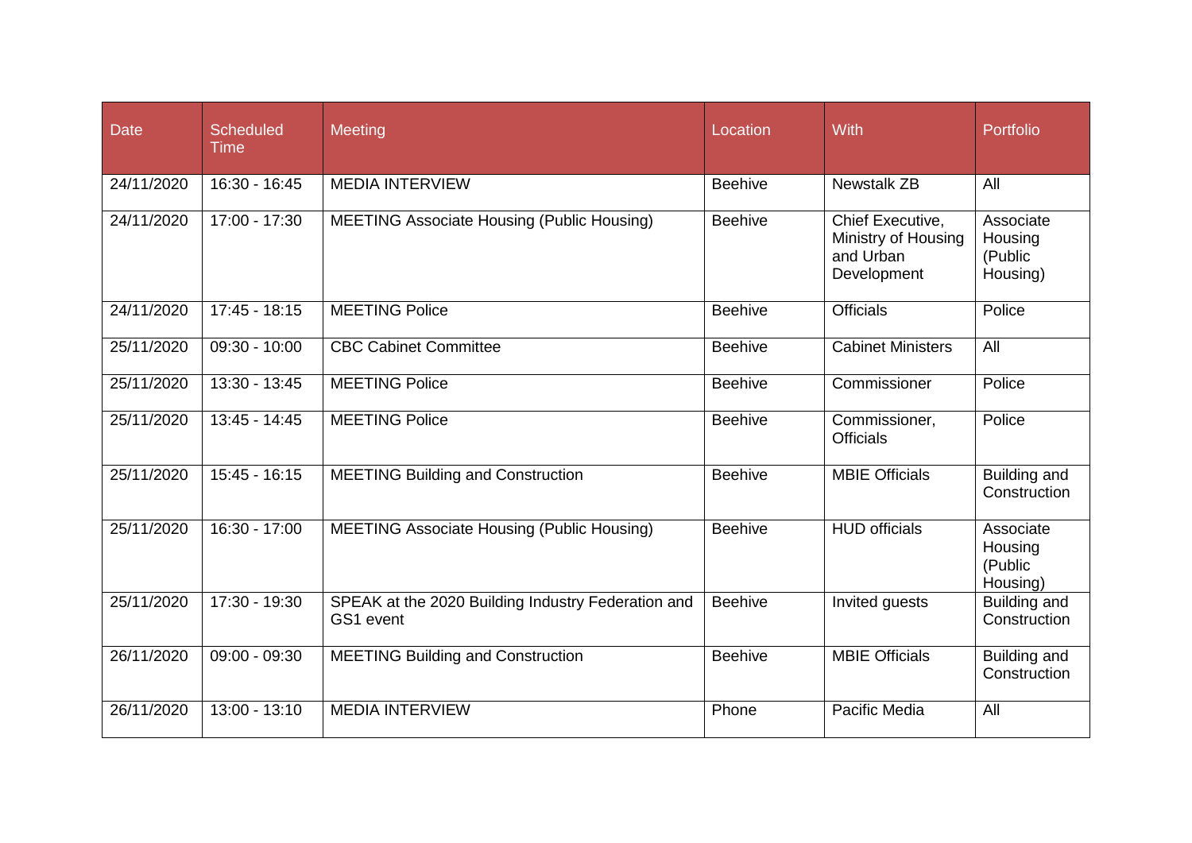| Date | Scheduled Time | Meeting | Location | With | Portfolio |
|---|---|---|---|---|---|
| 24/11/2020 | 16:30 - 16:45 | MEDIA INTERVIEW | Beehive | Newstalk ZB | All |
| 24/11/2020 | 17:00 - 17:30 | MEETING Associate Housing (Public Housing) | Beehive | Chief Executive, Ministry of Housing and Urban Development | Associate Housing (Public Housing) |
| 24/11/2020 | 17:45 - 18:15 | MEETING Police | Beehive | Officials | Police |
| 25/11/2020 | 09:30 - 10:00 | CBC Cabinet Committee | Beehive | Cabinet Ministers | All |
| 25/11/2020 | 13:30 - 13:45 | MEETING Police | Beehive | Commissioner | Police |
| 25/11/2020 | 13:45 - 14:45 | MEETING Police | Beehive | Commissioner, Officials | Police |
| 25/11/2020 | 15:45 - 16:15 | MEETING Building and Construction | Beehive | MBIE Officials | Building and Construction |
| 25/11/2020 | 16:30 - 17:00 | MEETING Associate Housing (Public Housing) | Beehive | HUD officials | Associate Housing (Public Housing) |
| 25/11/2020 | 17:30 - 19:30 | SPEAK at the 2020 Building Industry Federation and GS1 event | Beehive | Invited guests | Building and Construction |
| 26/11/2020 | 09:00 - 09:30 | MEETING Building and Construction | Beehive | MBIE Officials | Building and Construction |
| 26/11/2020 | 13:00 - 13:10 | MEDIA INTERVIEW | Phone | Pacific Media | All |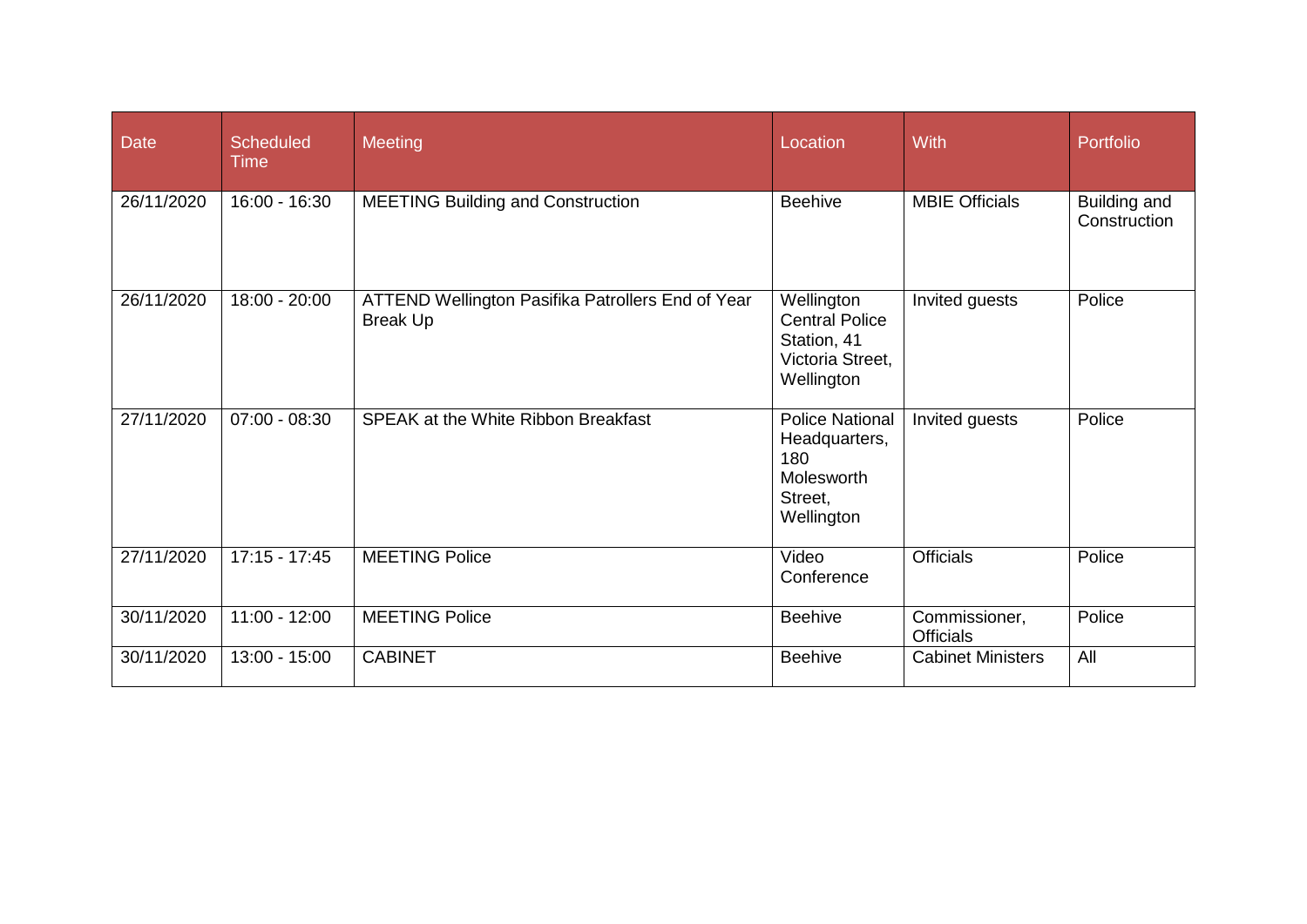| Date | Scheduled Time | Meeting | Location | With | Portfolio |
|---|---|---|---|---|---|
| 26/11/2020 | 16:00 - 16:30 | MEETING Building and Construction | Beehive | MBIE Officials | Building and Construction |
| 26/11/2020 | 18:00 - 20:00 | ATTEND Wellington Pasifika Patrollers End of Year Break Up | Wellington Central Police Station, 41 Victoria Street, Wellington | Invited guests | Police |
| 27/11/2020 | 07:00 - 08:30 | SPEAK at the White Ribbon Breakfast | Police National Headquarters, 180 Molesworth Street, Wellington | Invited guests | Police |
| 27/11/2020 | 17:15 - 17:45 | MEETING Police | Video Conference | Officials | Police |
| 30/11/2020 | 11:00 - 12:00 | MEETING Police | Beehive | Commissioner, Officials | Police |
| 30/11/2020 | 13:00 - 15:00 | CABINET | Beehive | Cabinet Ministers | All |